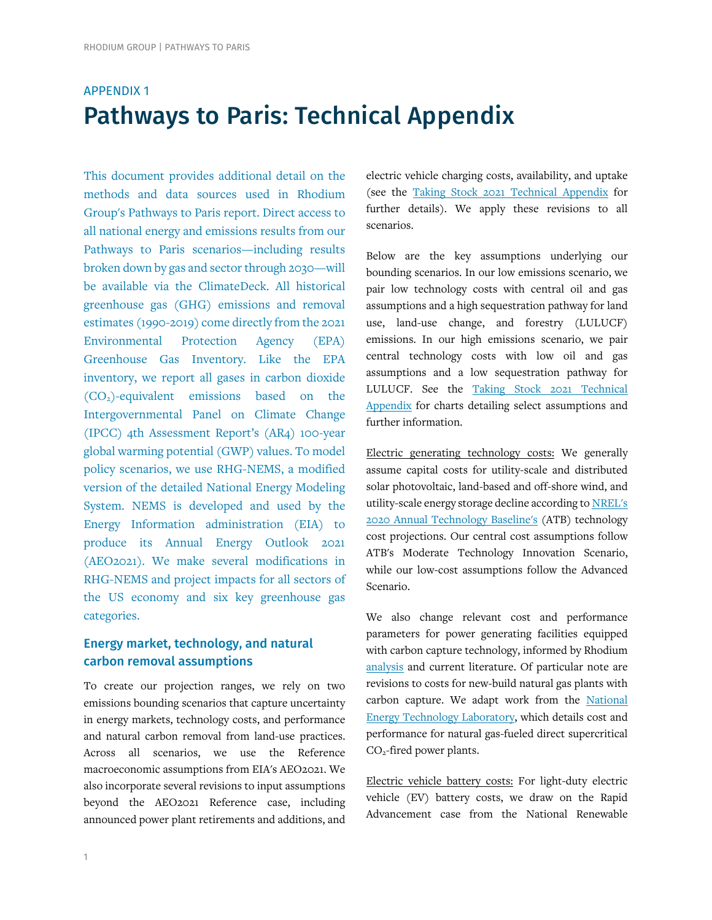APPENDIX 1

# Pathways to Paris: Technical Appendix

This document provides additional detail on the methods and data sources used in Rhodium Group's Pathways to Paris report. Direct access to all national energy and emissions results from our Pathways to Paris scenarios—including results broken down by gas and sector through 2030—will be available via the ClimateDeck. All historical greenhouse gas (GHG) emissions and removal estimates (1990-2019) come directly from the 2021 Environmental Protection Agency (EPA) Greenhouse Gas Inventory. Like the EPA inventory, we report all gases in carbon dioxide ($CO_2$)-equivalent emissions based on the Intergovernmental Panel on Climate Change (IPCC) 4th Assessment Report's (AR4) 100-year global warming potential (GWP) values. To model policy scenarios, we use RHG-NEMS, a modified version of the detailed National Energy Modeling System. NEMS is developed and used by the Energy Information administration (EIA) to produce its Annual Energy Outlook 2021 (AEO2021). We make several modifications in RHG-NEMS and project impacts for all sectors of the US economy and six key greenhouse gas categories.

### Energy market, technology, and natural carbon removal assumptions

To create our projection ranges, we rely on two emissions bounding scenarios that capture uncertainty in energy markets, technology costs, and performance and natural carbon removal from land-use practices. Across all scenarios, we use the Reference macroeconomic assumptions from EIA's AEO2021. We also incorporate several revisions to input assumptions beyond the AEO2021 Reference case, including announced power plant retirements and additions, and electric vehicle charging costs, availability, and uptake (see the Taking Stock 2021 Technical Appendix for further details). We apply these revisions to all scenarios.

Below are the key assumptions underlying our bounding scenarios. In our low emissions scenario, we pair low technology costs with central oil and gas assumptions and a high sequestration pathway for land use, land-use change, and forestry (LULUCF) emissions. In our high emissions scenario, we pair central technology costs with low oil and gas assumptions and a low sequestration pathway for LULUCF. See the Taking Stock 2021 Technical Appendix for charts detailing select assumptions and further information.

Electric generating technology costs: We generally assume capital costs for utility-scale and distributed solar photovoltaic, land-based and off-shore wind, and utility-scale energy storage decline according to NREL's 2020 Annual Technology Baseline's (ATB) technology cost projections. Our central cost assumptions follow ATB's Moderate Technology Innovation Scenario, while our low-cost assumptions follow the Advanced Scenario.

We also change relevant cost and performance parameters for power generating facilities equipped with carbon capture technology, informed by Rhodium analysis and current literature. Of particular note are revisions to costs for new-build natural gas plants with carbon capture. We adapt work from the National Energy Technology Laboratory, which details cost and performance for natural gas-fueled direct supercritical $CO_2$-fired power plants.

Electric vehicle battery costs: For light-duty electric vehicle (EV) battery costs, we draw on the Rapid Advancement case from the National Renewable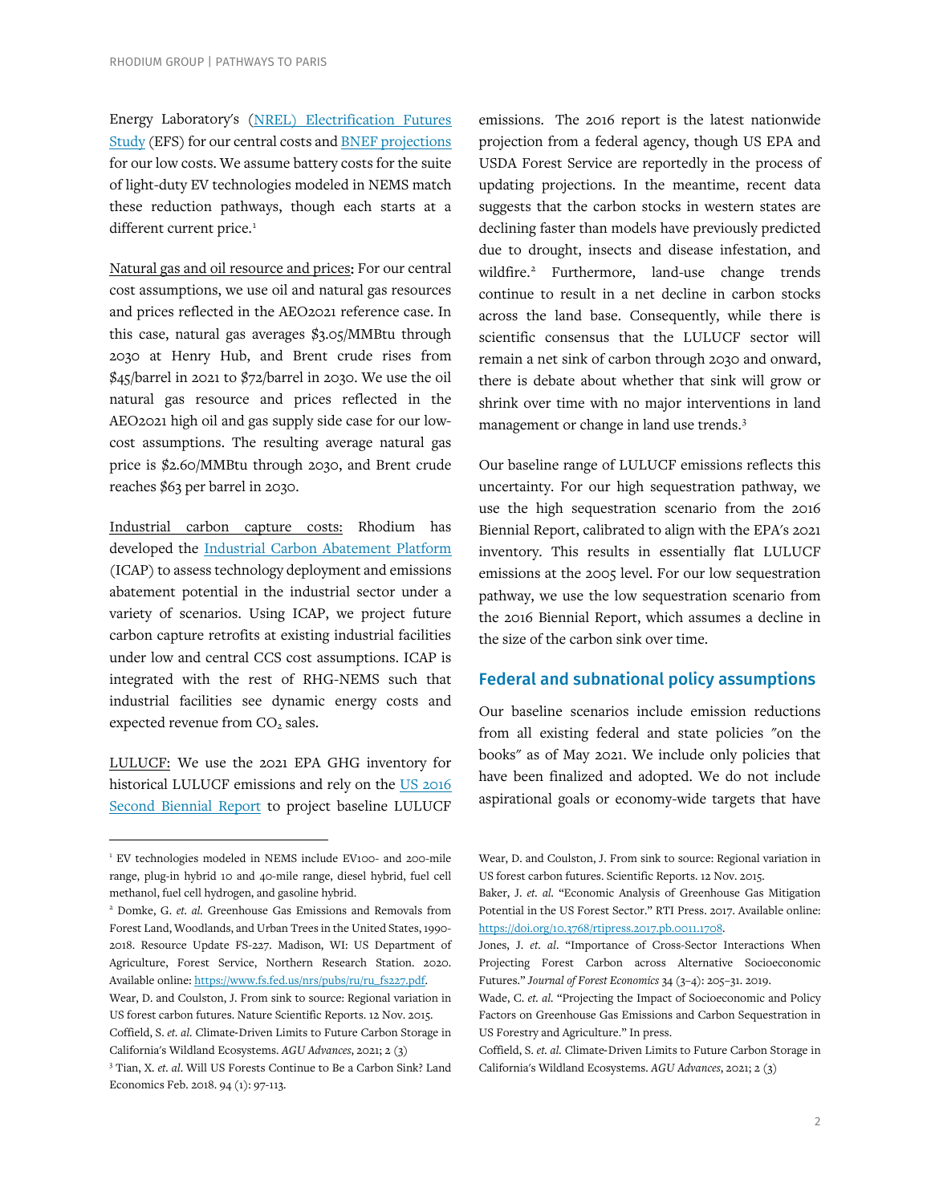Energy Laboratory's [(NREL) Electrification Futures Study](#) (EFS) for our central costs and [BNEF projections](#) for our low costs. We assume battery costs for the suite of light-duty EV technologies modeled in NEMS match these reduction pathways, though each starts at a different current price.[1]

Natural gas and oil resource and prices: For our central cost assumptions, we use oil and natural gas resources and prices reflected in the AEO2021 reference case. In this case, natural gas averages $3.05/MMBtu through 2030 at Henry Hub, and Brent crude rises from $45/barrel in 2021 to $72/barrel in 2030. We use the oil natural gas resource and prices reflected in the AEO2021 high oil and gas supply side case for our low-cost assumptions. The resulting average natural gas price is $2.60/MMBtu through 2030, and Brent crude reaches $63 per barrel in 2030.

Industrial carbon capture costs: Rhodium has developed the [Industrial Carbon Abatement Platform](#) (ICAP) to assess technology deployment and emissions abatement potential in the industrial sector under a variety of scenarios. Using ICAP, we project future carbon capture retrofits at existing industrial facilities under low and central CCS cost assumptions. ICAP is integrated with the rest of RHG-NEMS such that industrial facilities see dynamic energy costs and expected revenue from $CO_2$ sales.

LULUCF: We use the 2021 EPA GHG inventory for historical LULUCF emissions and rely on the [US 2016 Second Biennial Report](#) to project baseline LULUCF emissions. The 2016 report is the latest nationwide projection from a federal agency, though US EPA and USDA Forest Service are reportedly in the process of updating projections. In the meantime, recent data suggests that the carbon stocks in western states are declining faster than models have previously predicted due to drought, insects and disease infestation, and wildfire.[2] Furthermore, land-use change trends continue to result in a net decline in carbon stocks across the land base. Consequently, while there is scientific consensus that the LULUCF sector will remain a net sink of carbon through 2030 and onward, there is debate about whether that sink will grow or shrink over time with no major interventions in land management or change in land use trends.[3]

Our baseline range of LULUCF emissions reflects this uncertainty. For our high sequestration pathway, we use the high sequestration scenario from the 2016 Biennial Report, calibrated to align with the EPA's 2021 inventory. This results in essentially flat LULUCF emissions at the 2005 level. For our low sequestration pathway, we use the low sequestration scenario from the 2016 Biennial Report, which assumes a decline in the size of the carbon sink over time.

## Federal and subnational policy assumptions

Our baseline scenarios include emission reductions from all existing federal and state policies "on the books" as of May 2021. We include only policies that have been finalized and adopted. We do not include aspirational goals or economy-wide targets that have

---

[1] EV technologies modeled in NEMS include EV100- and 200-mile range, plug-in hybrid 10 and 40-mile range, diesel hybrid, fuel cell methanol, fuel cell hydrogen, and gasoline hybrid.

[2] Domke, G. *et. al.* Greenhouse Gas Emissions and Removals from Forest Land, Woodlands, and Urban Trees in the United States, 1990-2018. Resource Update FS-227. Madison, WI: US Department of Agriculture, Forest Service, Northern Research Station. 2020. Available online: https://www.fs.fed.us/nrs/pubs/ru/ru_fs227.pdf.
Wear, D. and Coulston, J. From sink to source: Regional variation in US forest carbon futures. Nature Scientific Reports. 12 Nov. 2015.
Coffield, S. *et. al.* Climate-Driven Limits to Future Carbon Storage in California's Wildland Ecosystems. *AGU Advances*, 2021; 2 (3)

[3] Tian, X. *et. al*. Will US Forests Continue to Be a Carbon Sink? Land Economics Feb. 2018. 94 (1): 97-113.
Wear, D. and Coulston, J. From sink to source: Regional variation in US forest carbon futures. Nature Scientific Reports. 12 Nov. 2015.
Baker, J. *et. al.* "Economic Analysis of Greenhouse Gas Mitigation Potential in the US Forest Sector." RTI Press. 2017. Available online: https://doi.org/10.3768/rtipress.2017.pb.0011.1708.
Jones, J. *et. al*. "Importance of Cross-Sector Interactions When Projecting Forest Carbon across Alternative Socioeconomic Futures." *Journal of Forest Economics* 34 (3–4): 205–31. 2019.
Wade, C. *et. al.* "Projecting the Impact of Socioeconomic and Policy Factors on Greenhouse Gas Emissions and Carbon Sequestration in US Forestry and Agriculture." In press.
Coffield, S. *et. al.* Climate-Driven Limits to Future Carbon Storage in California's Wildland Ecosystems. *AGU Advances*, 2021; 2 (3)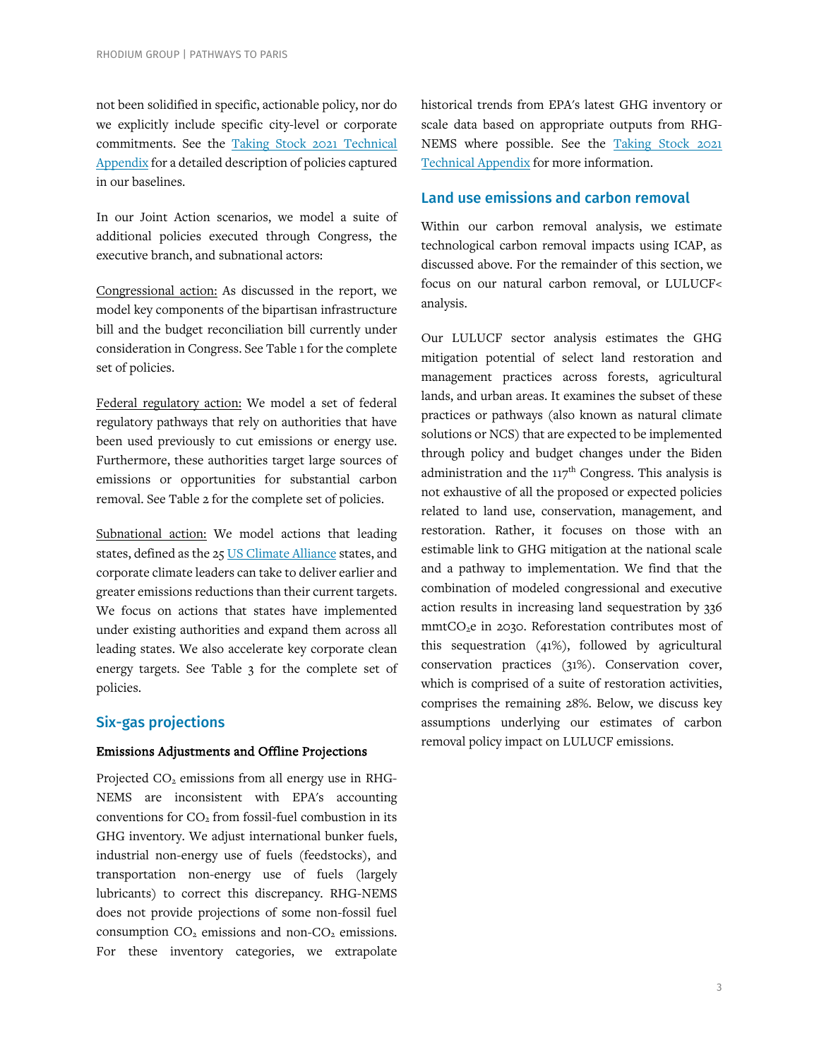not been solidified in specific, actionable policy, nor do we explicitly include specific city-level or corporate commitments. See the Taking Stock 2021 Technical Appendix for a detailed description of policies captured in our baselines.

In our Joint Action scenarios, we model a suite of additional policies executed through Congress, the executive branch, and subnational actors:

Congressional action: As discussed in the report, we model key components of the bipartisan infrastructure bill and the budget reconciliation bill currently under consideration in Congress. See Table 1 for the complete set of policies.

Federal regulatory action: We model a set of federal regulatory pathways that rely on authorities that have been used previously to cut emissions or energy use. Furthermore, these authorities target large sources of emissions or opportunities for substantial carbon removal. See Table 2 for the complete set of policies.

Subnational action: We model actions that leading states, defined as the 25 US Climate Alliance states, and corporate climate leaders can take to deliver earlier and greater emissions reductions than their current targets. We focus on actions that states have implemented under existing authorities and expand them across all leading states. We also accelerate key corporate clean energy targets. See Table 3 for the complete set of policies.

## Six-gas projections

### Emissions Adjustments and Offline Projections

Projected $CO_2$ emissions from all energy use in RHG-NEMS are inconsistent with EPA's accounting conventions for $CO_2$ from fossil-fuel combustion in its GHG inventory. We adjust international bunker fuels, industrial non-energy use of fuels (feedstocks), and transportation non-energy use of fuels (largely lubricants) to correct this discrepancy. RHG-NEMS does not provide projections of some non-fossil fuel consumption $CO_2$ emissions and non-$CO_2$ emissions. For these inventory categories, we extrapolate historical trends from EPA's latest GHG inventory or scale data based on appropriate outputs from RHG-NEMS where possible. See the Taking Stock 2021 Technical Appendix for more information.

## Land use emissions and carbon removal

Within our carbon removal analysis, we estimate technological carbon removal impacts using ICAP, as discussed above. For the remainder of this section, we focus on our natural carbon removal, or LULUCF< analysis.

Our LULUCF sector analysis estimates the GHG mitigation potential of select land restoration and management practices across forests, agricultural lands, and urban areas. It examines the subset of these practices or pathways (also known as natural climate solutions or NCS) that are expected to be implemented through policy and budget changes under the Biden administration and the 117th Congress. This analysis is not exhaustive of all the proposed or expected policies related to land use, conservation, management, and restoration. Rather, it focuses on those with an estimable link to GHG mitigation at the national scale and a pathway to implementation. We find that the combination of modeled congressional and executive action results in increasing land sequestration by 336 mmt$CO_2$e in 2030. Reforestation contributes most of this sequestration (41%), followed by agricultural conservation practices (31%). Conservation cover, which is comprised of a suite of restoration activities, comprises the remaining 28%. Below, we discuss key assumptions underlying our estimates of carbon removal policy impact on LULUCF emissions.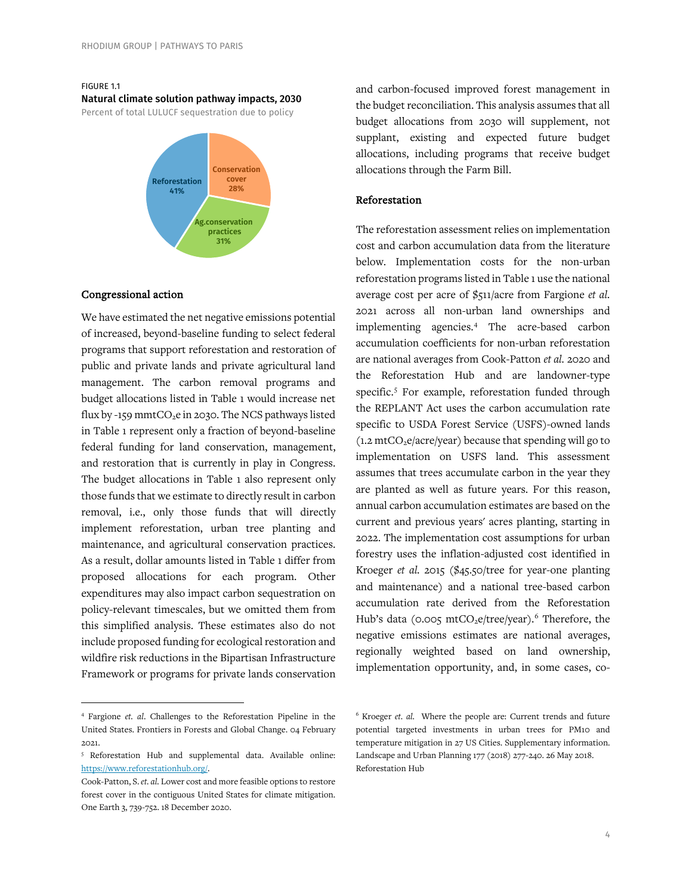FIGURE 1.1

**Natural climate solution pathway impacts, 2030**

Percent of total LULUCF sequestration due to policy

Reforestation 41%

Conservation cover 28%

Ag.conservation practices 31%

## Congressional action

We have estimated the net negative emissions potential of increased, beyond-baseline funding to select federal programs that support reforestation and restoration of public and private lands and private agricultural land management. The carbon removal programs and budget allocations listed in Table 1 would increase net flux by -159 mmt$CO_2$e in 2030. The NCS pathways listed in Table 1 represent only a fraction of beyond-baseline federal funding for land conservation, management, and restoration that is currently in play in Congress. The budget allocations in Table 1 also represent only those funds that we estimate to directly result in carbon removal, i.e., only those funds that will directly implement reforestation, urban tree planting and maintenance, and agricultural conservation practices. As a result, dollar amounts listed in Table 1 differ from proposed allocations for each program. Other expenditures may also impact carbon sequestration on policy-relevant timescales, but we omitted them from this simplified analysis. These estimates also do not include proposed funding for ecological restoration and wildfire risk reductions in the Bipartisan Infrastructure Framework or programs for private lands conservation and carbon-focused improved forest management in the budget reconciliation. This analysis assumes that all budget allocations from 2030 will supplement, not supplant, existing and expected future budget allocations, including programs that receive budget allocations through the Farm Bill.

## Reforestation

The reforestation assessment relies on implementation cost and carbon accumulation data from the literature below. Implementation costs for the non-urban reforestation programs listed in Table 1 use the national average cost per acre of $511/acre from Fargione *et al.* 2021 across all non-urban land ownerships and implementing agencies.[4] The acre-based carbon accumulation coefficients for non-urban reforestation are national averages from Cook-Patton *et al.* 2020 and the Reforestation Hub and are landowner-type specific.[5] For example, reforestation funded through the REPLANT Act uses the carbon accumulation rate specific to USDA Forest Service (USFS)-owned lands (1.2 mt$CO_2$e/acre/year) because that spending will go to implementation on USFS land. This assessment assumes that trees accumulate carbon in the year they are planted as well as future years. For this reason, annual carbon accumulation estimates are based on the current and previous years' acres planting, starting in 2022. The implementation cost assumptions for urban forestry uses the inflation-adjusted cost identified in Kroeger *et al.* 2015 ($45.50/tree for year-one planting and maintenance) and a national tree-based carbon accumulation rate derived from the Reforestation Hub's data (0.005 mt$CO_2$e/tree/year).[6] Therefore, the negative emissions estimates are national averages, regionally weighted based on land ownership, implementation opportunity, and, in some cases, co-

---

[4] Fargione *et. al.* Challenges to the Reforestation Pipeline in the United States. Frontiers in Forests and Global Change. 04 February 2021.

[5] Reforestation Hub and supplemental data. Available online: https://www.reforestationhub.org/.

Cook-Patton, S. *et. al.* Lower cost and more feasible options to restore forest cover in the contiguous United States for climate mitigation. One Earth 3, 739-752. 18 December 2020.

[6] Kroeger *et. al.* Where the people are: Current trends and future potential targeted investments in urban trees for PM10 and temperature mitigation in 27 US Cities. Supplementary information. Landscape and Urban Planning 177 (2018) 277-240. 26 May 2018. Reforestation Hub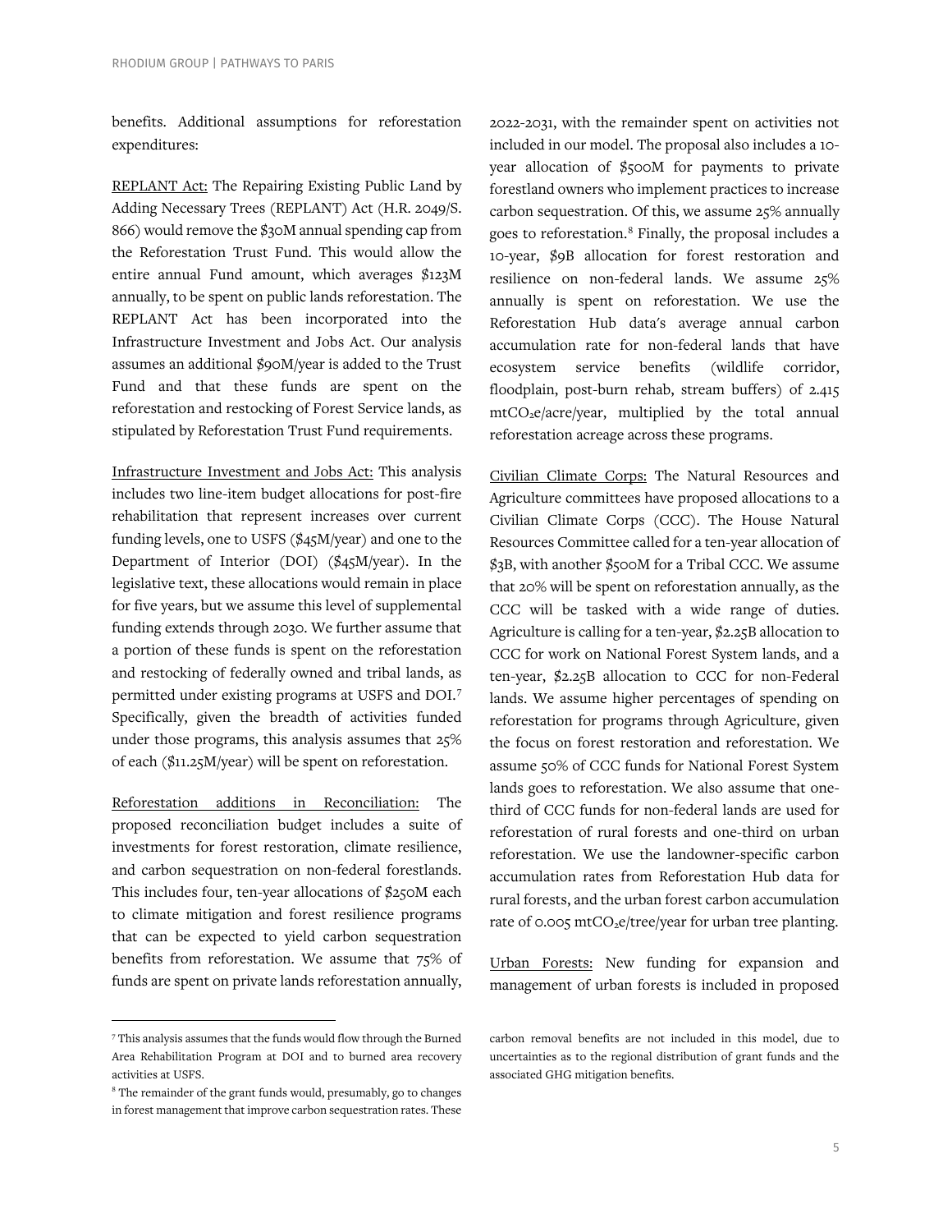benefits. Additional assumptions for reforestation expenditures:

REPLANT Act: The Repairing Existing Public Land by Adding Necessary Trees (REPLANT) Act (H.R. 2049/S. 866) would remove the $30M annual spending cap from the Reforestation Trust Fund. This would allow the entire annual Fund amount, which averages $123M annually, to be spent on public lands reforestation. The REPLANT Act has been incorporated into the Infrastructure Investment and Jobs Act. Our analysis assumes an additional $90M/year is added to the Trust Fund and that these funds are spent on the reforestation and restocking of Forest Service lands, as stipulated by Reforestation Trust Fund requirements.

Infrastructure Investment and Jobs Act: This analysis includes two line-item budget allocations for post-fire rehabilitation that represent increases over current funding levels, one to USFS ($45M/year) and one to the Department of Interior (DOI) ($45M/year). In the legislative text, these allocations would remain in place for five years, but we assume this level of supplemental funding extends through 2030. We further assume that a portion of these funds is spent on the reforestation and restocking of federally owned and tribal lands, as permitted under existing programs at USFS and DOI.[7] Specifically, given the breadth of activities funded under those programs, this analysis assumes that 25% of each ($11.25M/year) will be spent on reforestation.

Reforestation additions in Reconciliation: The proposed reconciliation budget includes a suite of investments for forest restoration, climate resilience, and carbon sequestration on non-federal forestlands. This includes four, ten-year allocations of $250M each to climate mitigation and forest resilience programs that can be expected to yield carbon sequestration benefits from reforestation. We assume that 75% of funds are spent on private lands reforestation annually, 2022-2031, with the remainder spent on activities not included in our model. The proposal also includes a 10-year allocation of $500M for payments to private forestland owners who implement practices to increase carbon sequestration. Of this, we assume 25% annually goes to reforestation.[8] Finally, the proposal includes a 10-year, $9B allocation for forest restoration and resilience on non-federal lands. We assume 25% annually is spent on reforestation. We use the Reforestation Hub data's average annual carbon accumulation rate for non-federal lands that have ecosystem service benefits (wildlife corridor, floodplain, post-burn rehab, stream buffers) of 2.415 $mtCO_2e$/acre/year, multiplied by the total annual reforestation acreage across these programs.

Civilian Climate Corps: The Natural Resources and Agriculture committees have proposed allocations to a Civilian Climate Corps (CCC). The House Natural Resources Committee called for a ten-year allocation of $3B, with another $500M for a Tribal CCC. We assume that 20% will be spent on reforestation annually, as the CCC will be tasked with a wide range of duties. Agriculture is calling for a ten-year, $2.25B allocation to CCC for work on National Forest System lands, and a ten-year, $2.25B allocation to CCC for non-Federal lands. We assume higher percentages of spending on reforestation for programs through Agriculture, given the focus on forest restoration and reforestation. We assume 50% of CCC funds for National Forest System lands goes to reforestation. We also assume that one-third of CCC funds for non-federal lands are used for reforestation of rural forests and one-third on urban reforestation. We use the landowner-specific carbon accumulation rates from Reforestation Hub data for rural forests, and the urban forest carbon accumulation rate of 0.005 $mtCO_2e$/tree/year for urban tree planting.

Urban Forests: New funding for expansion and management of urban forests is included in proposed

---

[7] This analysis assumes that the funds would flow through the Burned Area Rehabilitation Program at DOI and to burned area recovery activities at USFS.

[8] The remainder of the grant funds would, presumably, go to changes in forest management that improve carbon sequestration rates. These carbon removal benefits are not included in this model, due to uncertainties as to the regional distribution of grant funds and the associated GHG mitigation benefits.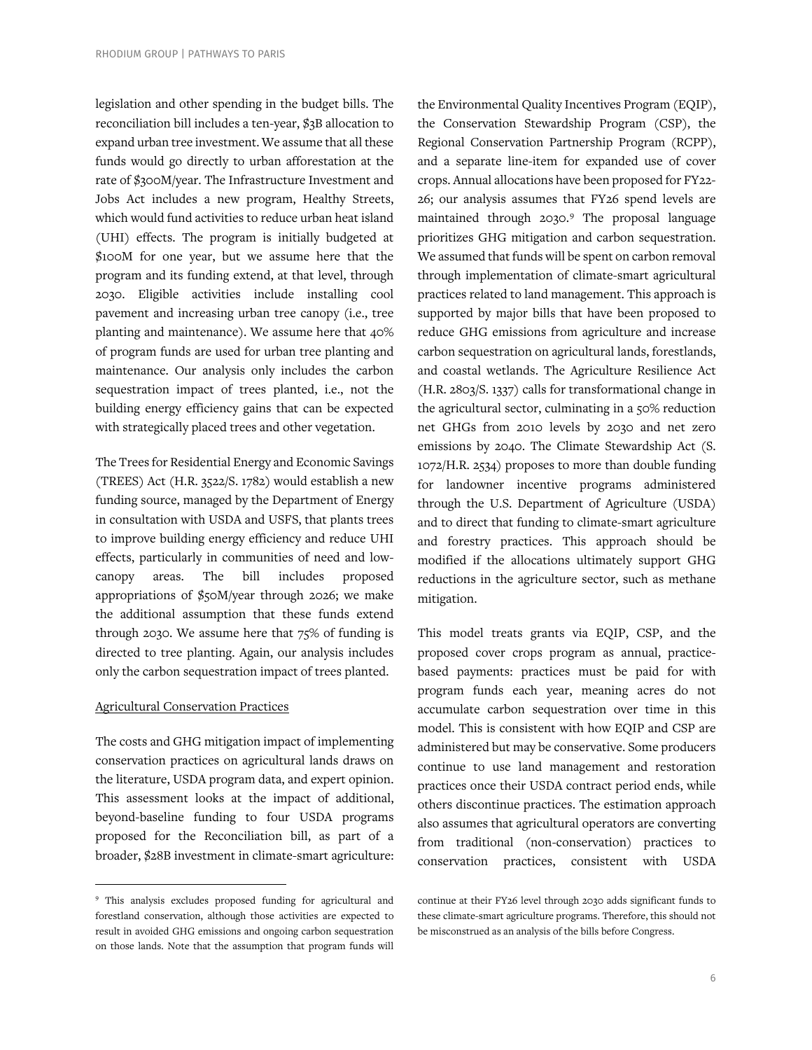legislation and other spending in the budget bills. The reconciliation bill includes a ten-year, $3B allocation to expand urban tree investment. We assume that all these funds would go directly to urban afforestation at the rate of $300M/year. The Infrastructure Investment and Jobs Act includes a new program, Healthy Streets, which would fund activities to reduce urban heat island (UHI) effects. The program is initially budgeted at $100M for one year, but we assume here that the program and its funding extend, at that level, through 2030. Eligible activities include installing cool pavement and increasing urban tree canopy (i.e., tree planting and maintenance). We assume here that 40% of program funds are used for urban tree planting and maintenance. Our analysis only includes the carbon sequestration impact of trees planted, i.e., not the building energy efficiency gains that can be expected with strategically placed trees and other vegetation.

The Trees for Residential Energy and Economic Savings (TREES) Act (H.R. 3522/S. 1782) would establish a new funding source, managed by the Department of Energy in consultation with USDA and USFS, that plants trees to improve building energy efficiency and reduce UHI effects, particularly in communities of need and low-canopy areas. The bill includes proposed appropriations of $50M/year through 2026; we make the additional assumption that these funds extend through 2030. We assume here that 75% of funding is directed to tree planting. Again, our analysis includes only the carbon sequestration impact of trees planted.

<u>Agricultural Conservation Practices</u>

The costs and GHG mitigation impact of implementing conservation practices on agricultural lands draws on the literature, USDA program data, and expert opinion. This assessment looks at the impact of additional, beyond-baseline funding to four USDA programs proposed for the Reconciliation bill, as part of a broader, $28B investment in climate-smart agriculture: the Environmental Quality Incentives Program (EQIP), the Conservation Stewardship Program (CSP), the Regional Conservation Partnership Program (RCPP), and a separate line-item for expanded use of cover crops. Annual allocations have been proposed for FY22-26; our analysis assumes that FY26 spend levels are maintained through 2030.[9] The proposal language prioritizes GHG mitigation and carbon sequestration. We assumed that funds will be spent on carbon removal through implementation of climate-smart agricultural practices related to land management. This approach is supported by major bills that have been proposed to reduce GHG emissions from agriculture and increase carbon sequestration on agricultural lands, forestlands, and coastal wetlands. The Agriculture Resilience Act (H.R. 2803/S. 1337) calls for transformational change in the agricultural sector, culminating in a 50% reduction net GHGs from 2010 levels by 2030 and net zero emissions by 2040. The Climate Stewardship Act (S. 1072/H.R. 2534) proposes to more than double funding for landowner incentive programs administered through the U.S. Department of Agriculture (USDA) and to direct that funding to climate-smart agriculture and forestry practices. This approach should be modified if the allocations ultimately support GHG reductions in the agriculture sector, such as methane mitigation.

This model treats grants via EQIP, CSP, and the proposed cover crops program as annual, practice-based payments: practices must be paid for with program funds each year, meaning acres do not accumulate carbon sequestration over time in this model. This is consistent with how EQIP and CSP are administered but may be conservative. Some producers continue to use land management and restoration practices once their USDA contract period ends, while others discontinue practices. The estimation approach also assumes that agricultural operators are converting from traditional (non-conservation) practices to conservation practices, consistent with USDA

[9] This analysis excludes proposed funding for agricultural and forestland conservation, although those activities are expected to result in avoided GHG emissions and ongoing carbon sequestration on those lands. Note that the assumption that program funds will continue at their FY26 level through 2030 adds significant funds to these climate-smart agriculture programs. Therefore, this should not be misconstrued as an analysis of the bills before Congress.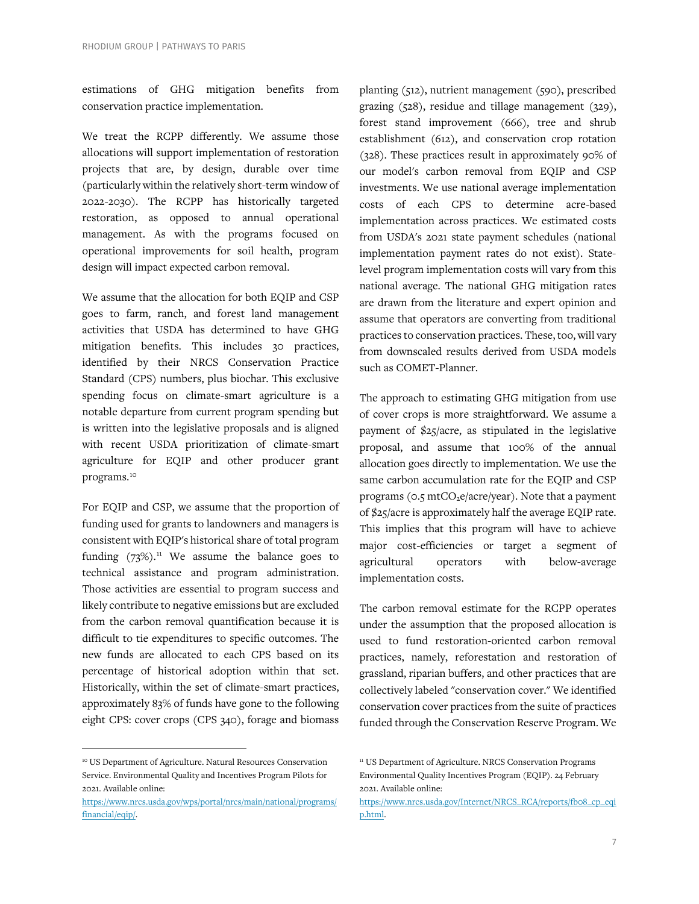estimations of GHG mitigation benefits from conservation practice implementation.

We treat the RCPP differently. We assume those allocations will support implementation of restoration projects that are, by design, durable over time (particularly within the relatively short-term window of 2022-2030). The RCPP has historically targeted restoration, as opposed to annual operational management. As with the programs focused on operational improvements for soil health, program design will impact expected carbon removal.

We assume that the allocation for both EQIP and CSP goes to farm, ranch, and forest land management activities that USDA has determined to have GHG mitigation benefits. This includes 30 practices, identified by their NRCS Conservation Practice Standard (CPS) numbers, plus biochar. This exclusive spending focus on climate-smart agriculture is a notable departure from current program spending but is written into the legislative proposals and is aligned with recent USDA prioritization of climate-smart agriculture for EQIP and other producer grant programs.[10]

For EQIP and CSP, we assume that the proportion of funding used for grants to landowners and managers is consistent with EQIP's historical share of total program funding (73%).[11] We assume the balance goes to technical assistance and program administration. Those activities are essential to program success and likely contribute to negative emissions but are excluded from the carbon removal quantification because it is difficult to tie expenditures to specific outcomes. The new funds are allocated to each CPS based on its percentage of historical adoption within that set. Historically, within the set of climate-smart practices, approximately 83% of funds have gone to the following eight CPS: cover crops (CPS 340), forage and biomass planting (512), nutrient management (590), prescribed grazing (528), residue and tillage management (329), forest stand improvement (666), tree and shrub establishment (612), and conservation crop rotation (328). These practices result in approximately 90% of our model's carbon removal from EQIP and CSP investments. We use national average implementation costs of each CPS to determine acre-based implementation across practices. We estimated costs from USDA's 2021 state payment schedules (national implementation payment rates do not exist). State-level program implementation costs will vary from this national average. The national GHG mitigation rates are drawn from the literature and expert opinion and assume that operators are converting from traditional practices to conservation practices. These, too, will vary from downscaled results derived from USDA models such as COMET-Planner.

The approach to estimating GHG mitigation from use of cover crops is more straightforward. We assume a payment of $25/acre, as stipulated in the legislative proposal, and assume that 100% of the annual allocation goes directly to implementation. We use the same carbon accumulation rate for the EQIP and CSP programs (0.5 $mtCO_2e$/acre/year). Note that a payment of $25/acre is approximately half the average EQIP rate. This implies that this program will have to achieve major cost-efficiencies or target a segment of agricultural operators with below-average implementation costs.

The carbon removal estimate for the RCPP operates under the assumption that the proposed allocation is used to fund restoration-oriented carbon removal practices, namely, reforestation and restoration of grassland, riparian buffers, and other practices that are collectively labeled "conservation cover." We identified conservation cover practices from the suite of practices funded through the Conservation Reserve Program. We

---

[10] US Department of Agriculture. Natural Resources Conservation Service. Environmental Quality and Incentives Program Pilots for 2021. Available online: https://www.nrcs.usda.gov/wps/portal/nrcs/main/national/programs/financial/eqip/.

[11] US Department of Agriculture. NRCS Conservation Programs Environmental Quality Incentives Program (EQIP). 24 February 2021. Available online: https://www.nrcs.usda.gov/Internet/NRCS_RCA/reports/fb08_cp_eqip.html.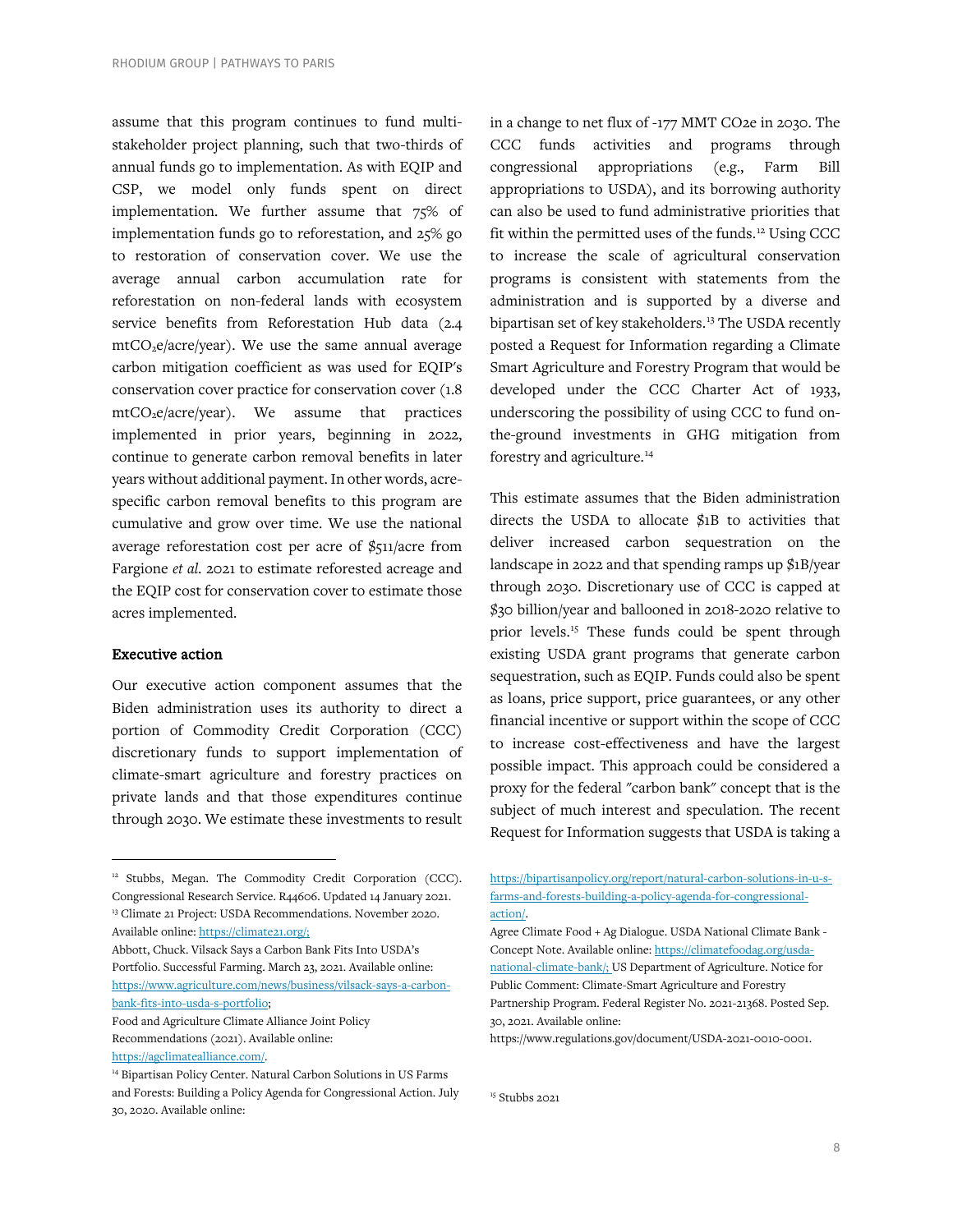assume that this program continues to fund multi-stakeholder project planning, such that two-thirds of annual funds go to implementation. As with EQIP and CSP, we model only funds spent on direct implementation. We further assume that 75% of implementation funds go to reforestation, and 25% go to restoration of conservation cover. We use the average annual carbon accumulation rate for reforestation on non-federal lands with ecosystem service benefits from Reforestation Hub data (2.4 $mtCO_2e$/acre/year). We use the same annual average carbon mitigation coefficient as was used for EQIP's conservation cover practice for conservation cover (1.8 $mtCO_2e$/acre/year). We assume that practices implemented in prior years, beginning in 2022, continue to generate carbon removal benefits in later years without additional payment. In other words, acre-specific carbon removal benefits to this program are cumulative and grow over time. We use the national average reforestation cost per acre of $511/acre from Fargione *et al.* 2021 to estimate reforested acreage and the EQIP cost for conservation cover to estimate those acres implemented.

**Executive action**

Our executive action component assumes that the Biden administration uses its authority to direct a portion of Commodity Credit Corporation (CCC) discretionary funds to support implementation of climate-smart agriculture and forestry practices on private lands and that those expenditures continue through 2030. We estimate these investments to result in a change to net flux of -177 MMT CO2e in 2030. The CCC funds activities and programs through congressional appropriations (e.g., Farm Bill appropriations to USDA), and its borrowing authority can also be used to fund administrative priorities that fit within the permitted uses of the funds.[12] Using CCC to increase the scale of agricultural conservation programs is consistent with statements from the administration and is supported by a diverse and bipartisan set of key stakeholders.[13] The USDA recently posted a Request for Information regarding a Climate Smart Agriculture and Forestry Program that would be developed under the CCC Charter Act of 1933, underscoring the possibility of using CCC to fund on-the-ground investments in GHG mitigation from forestry and agriculture.[14]

This estimate assumes that the Biden administration directs the USDA to allocate $1B to activities that deliver increased carbon sequestration on the landscape in 2022 and that spending ramps up $1B/year through 2030. Discretionary use of CCC is capped at $30 billion/year and ballooned in 2018-2020 relative to prior levels.[15] These funds could be spent through existing USDA grant programs that generate carbon sequestration, such as EQIP. Funds could also be spent as loans, price support, price guarantees, or any other financial incentive or support within the scope of CCC to increase cost-effectiveness and have the largest possible impact. This approach could be considered a proxy for the federal "carbon bank" concept that is the subject of much interest and speculation. The recent Request for Information suggests that USDA is taking a

---

[12] Stubbs, Megan. The Commodity Credit Corporation (CCC). Congressional Research Service. R44606. Updated 14 January 2021.

[13] Climate 21 Project: USDA Recommendations. November 2020. Available online: https://climate21.org/;

Abbott, Chuck. Vilsack Says a Carbon Bank Fits Into USDA's Portfolio. Successful Farming. March 23, 2021. Available online: https://www.agriculture.com/news/business/vilsack-says-a-carbon-bank-fits-into-usda-s-portfolio;

Food and Agriculture Climate Alliance Joint Policy Recommendations (2021). Available online: https://agclimatealliance.com/.

[14] Bipartisan Policy Center. Natural Carbon Solutions in US Farms and Forests: Building a Policy Agenda for Congressional Action. July 30, 2020. Available online: https://bipartisanpolicy.org/report/natural-carbon-solutions-in-u-s-farms-and-forests-building-a-policy-agenda-for-congressional-action/.

Agree Climate Food + Ag Dialogue. USDA National Climate Bank - Concept Note. Available online: https://climatefoodag.org/usda-national-climate-bank/; US Department of Agriculture. Notice for Public Comment: Climate-Smart Agriculture and Forestry Partnership Program. Federal Register No. 2021-21368. Posted Sep. 30, 2021. Available online: https://www.regulations.gov/document/USDA-2021-0010-0001.

[15] Stubbs 2021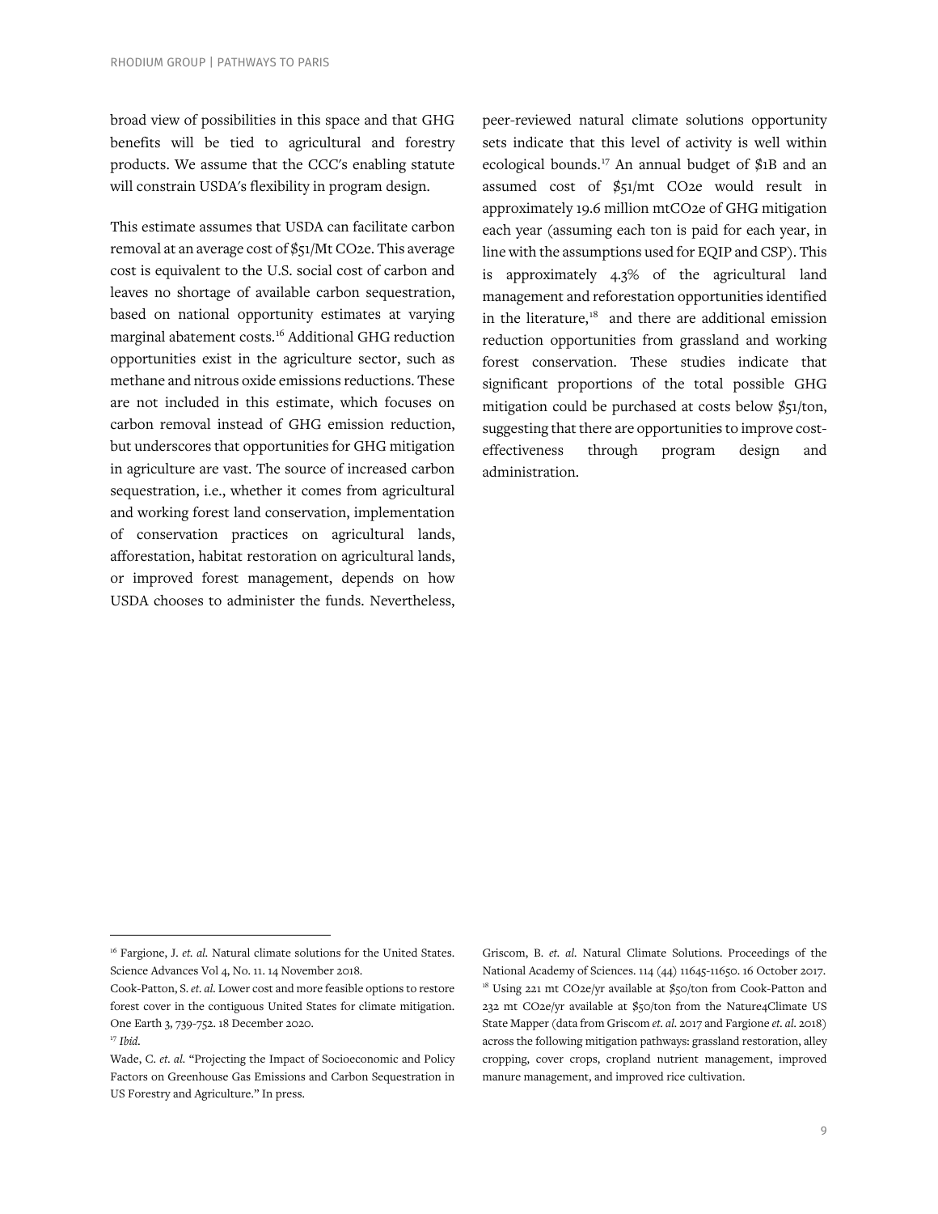broad view of possibilities in this space and that GHG benefits will be tied to agricultural and forestry products. We assume that the CCC's enabling statute will constrain USDA's flexibility in program design.

This estimate assumes that USDA can facilitate carbon removal at an average cost of $51/Mt CO2e. This average cost is equivalent to the U.S. social cost of carbon and leaves no shortage of available carbon sequestration, based on national opportunity estimates at varying marginal abatement costs.[16] Additional GHG reduction opportunities exist in the agriculture sector, such as methane and nitrous oxide emissions reductions. These are not included in this estimate, which focuses on carbon removal instead of GHG emission reduction, but underscores that opportunities for GHG mitigation in agriculture are vast. The source of increased carbon sequestration, i.e., whether it comes from agricultural and working forest land conservation, implementation of conservation practices on agricultural lands, afforestation, habitat restoration on agricultural lands, or improved forest management, depends on how USDA chooses to administer the funds. Nevertheless, peer-reviewed natural climate solutions opportunity sets indicate that this level of activity is well within ecological bounds.[17] An annual budget of $1B and an assumed cost of $51/mt CO2e would result in approximately 19.6 million mtCO2e of GHG mitigation each year (assuming each ton is paid for each year, in line with the assumptions used for EQIP and CSP). This is approximately 4.3% of the agricultural land management and reforestation opportunities identified in the literature,[18] and there are additional emission reduction opportunities from grassland and working forest conservation. These studies indicate that significant proportions of the total possible GHG mitigation could be purchased at costs below $51/ton, suggesting that there are opportunities to improve cost-effectiveness through program design and administration.

---

[16] Fargione, J. *et. al.* Natural climate solutions for the United States. Science Advances Vol 4, No. 11. 14 November 2018.

Cook-Patton, S. *et. al.* Lower cost and more feasible options to restore forest cover in the contiguous United States for climate mitigation. One Earth 3, 739-752. 18 December 2020.

[17] *Ibid.*

Wade, C. *et. al.* "Projecting the Impact of Socioeconomic and Policy Factors on Greenhouse Gas Emissions and Carbon Sequestration in US Forestry and Agriculture." In press.

Griscom, B. *et. al.* Natural Climate Solutions. Proceedings of the National Academy of Sciences. 114 (44) 11645-11650. 16 October 2017.

[18] Using 221 mt CO2e/yr available at $50/ton from Cook-Patton and 232 mt CO2e/yr available at $50/ton from the Nature4Climate US State Mapper (data from Griscom *et. al.* 2017 and Fargione *et. al.* 2018) across the following mitigation pathways: grassland restoration, alley cropping, cover crops, cropland nutrient management, improved manure management, and improved rice cultivation.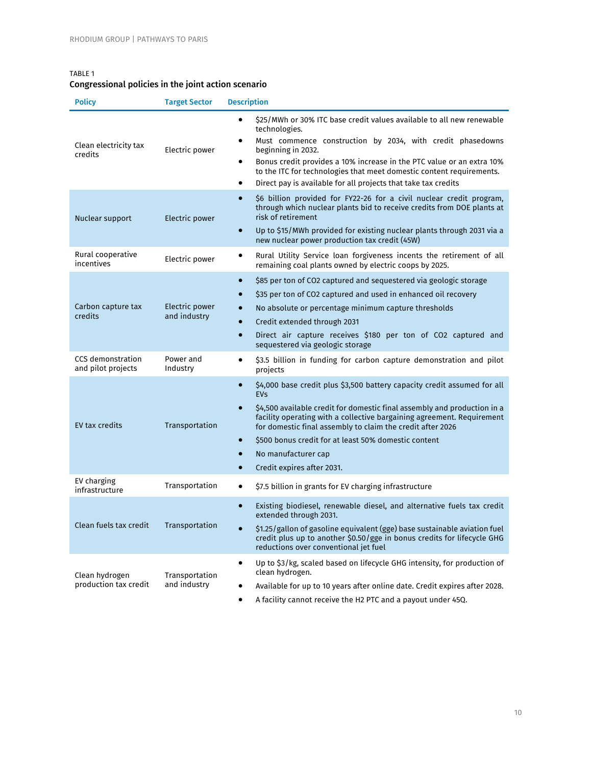TABLE 1

**Congressional policies in the joint action scenario**

| Policy | Target Sector | Description |
|---|---|---|
| Clean electricity tax credits | Electric power | • $25/MWh or 30% ITC base credit values available to all new renewable technologies.<br>• Must commence construction by 2034, with credit phasedowns beginning in 2032.<br>• Bonus credit provides a 10% increase in the PTC value or an extra 10% to the ITC for technologies that meet domestic content requirements.<br>• Direct pay is available for all projects that take tax credits |
| Nuclear support | Electric power | • $6 billion provided for FY22-26 for a civil nuclear credit program, through which nuclear plants bid to receive credits from DOE plants at risk of retirement<br>• Up to $15/MWh provided for existing nuclear plants through 2031 via a new nuclear power production tax credit (45W) |
| Rural cooperative incentives | Electric power | • Rural Utility Service loan forgiveness incents the retirement of all remaining coal plants owned by electric coops by 2025. |
| Carbon capture tax credits | Electric power and industry | • $85 per ton of $CO_2$ captured and sequestered via geologic storage<br>• $35 per ton of $CO_2$ captured and used in enhanced oil recovery<br>• No absolute or percentage minimum capture thresholds<br>• Credit extended through 2031<br>• Direct air capture receives $180 per ton of $CO_2$ captured and sequestered via geologic storage |
| CCS demonstration and pilot projects | Power and Industry | • $3.5 billion in funding for carbon capture demonstration and pilot projects |
| EV tax credits | Transportation | • $4,000 base credit plus $3,500 battery capacity credit assumed for all EVs<br>• $4,500 available credit for domestic final assembly and production in a facility operating with a collective bargaining agreement. Requirement for domestic final assembly to claim the credit after 2026<br>• $500 bonus credit for at least 50% domestic content<br>• No manufacturer cap<br>• Credit expires after 2031. |
| EV charging infrastructure | Transportation | • $7.5 billion in grants for EV charging infrastructure |
| Clean fuels tax credit | Transportation | • Existing biodiesel, renewable diesel, and alternative fuels tax credit extended through 2031.<br>• $1.25/gallon of gasoline equivalent (gge) base sustainable aviation fuel credit plus up to another $0.50/gge in bonus credits for lifecycle GHG reductions over conventional jet fuel |
| Clean hydrogen production tax credit | Transportation and industry | • Up to $3/kg, scaled based on lifecycle GHG intensity, for production of clean hydrogen.<br>• Available for up to 10 years after online date. Credit expires after 2028.<br>• A facility cannot receive the H2 PTC and a payout under 45Q. |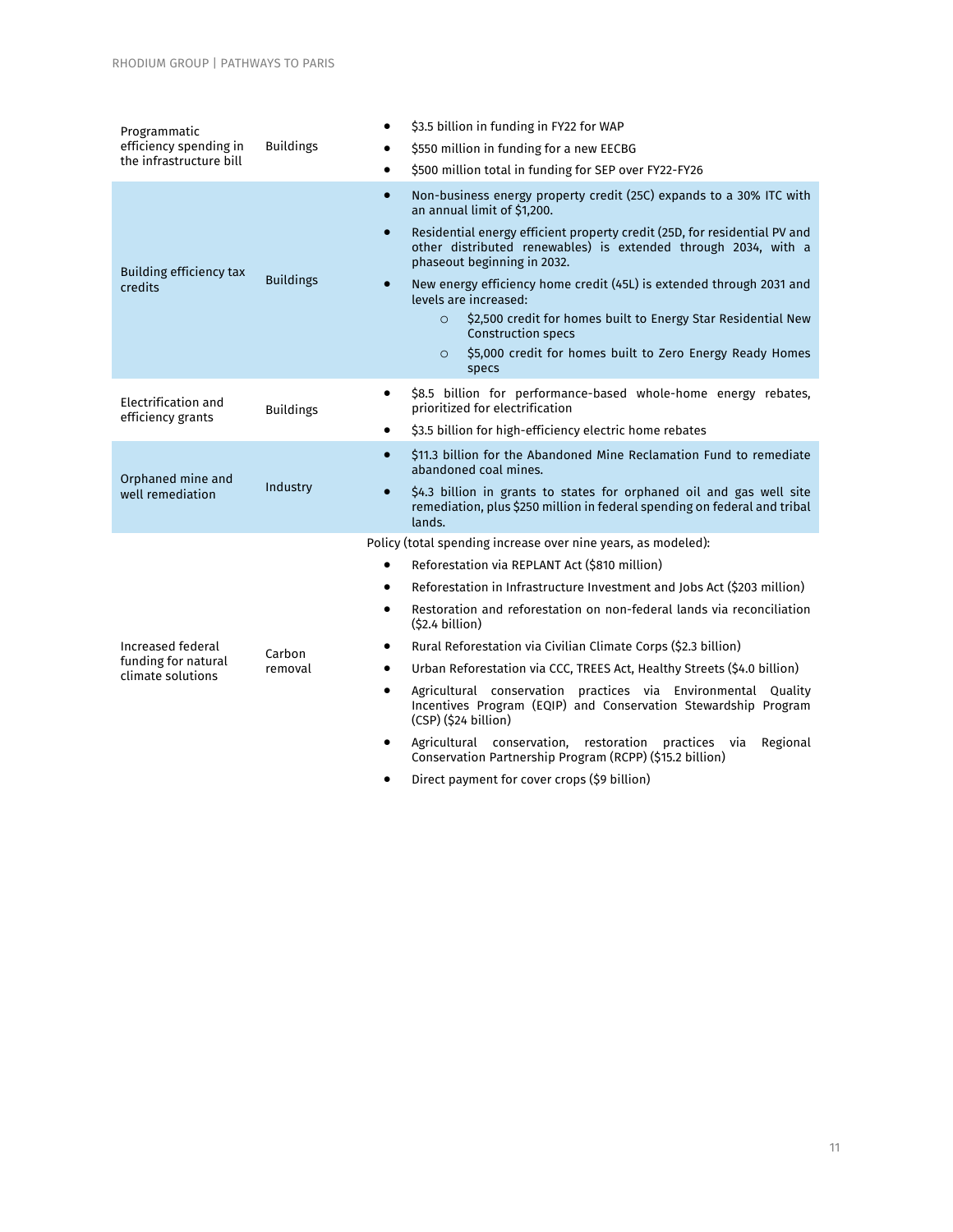| | | |
|---|---|---|
| Programmatic efficiency spending in the infrastructure bill | Buildings | • $3.5 billion in funding in FY22 for WAP<br>• $550 million in funding for a new EECBG<br>• $500 million total in funding for SEP over FY22-FY26 |
| Building efficiency tax credits | Buildings | • Non-business energy property credit (25C) expands to a 30% ITC with an annual limit of $1,200.<br>• Residential energy efficient property credit (25D, for residential PV and other distributed renewables) is extended through 2034, with a phaseout beginning in 2032.<br>• New energy efficiency home credit (45L) is extended through 2031 and levels are increased:<br>&nbsp;&nbsp;&nbsp;&nbsp;○ $2,500 credit for homes built to Energy Star Residential New Construction specs<br>&nbsp;&nbsp;&nbsp;&nbsp;○ $5,000 credit for homes built to Zero Energy Ready Homes specs |
| Electrification and efficiency grants | Buildings | • $8.5 billion for performance-based whole-home energy rebates, prioritized for electrification<br>• $3.5 billion for high-efficiency electric home rebates |
| Orphaned mine and well remediation | Industry | • $11.3 billion for the Abandoned Mine Reclamation Fund to remediate abandoned coal mines.<br>• $4.3 billion in grants to states for orphaned oil and gas well site remediation, plus $250 million in federal spending on federal and tribal lands. |
| Increased federal funding for natural climate solutions | Carbon removal | Policy (total spending increase over nine years, as modeled):<br>• Reforestation via REPLANT Act ($810 million)<br>• Reforestation in Infrastructure Investment and Jobs Act ($203 million)<br>• Restoration and reforestation on non-federal lands via reconciliation ($2.4 billion)<br>• Rural Reforestation via Civilian Climate Corps ($2.3 billion)<br>• Urban Reforestation via CCC, TREES Act, Healthy Streets ($4.0 billion)<br>• Agricultural conservation practices via Environmental Quality Incentives Program (EQIP) and Conservation Stewardship Program (CSP) ($24 billion)<br>• Agricultural conservation, restoration practices via Regional Conservation Partnership Program (RCPP) ($15.2 billion)<br>• Direct payment for cover crops ($9 billion) |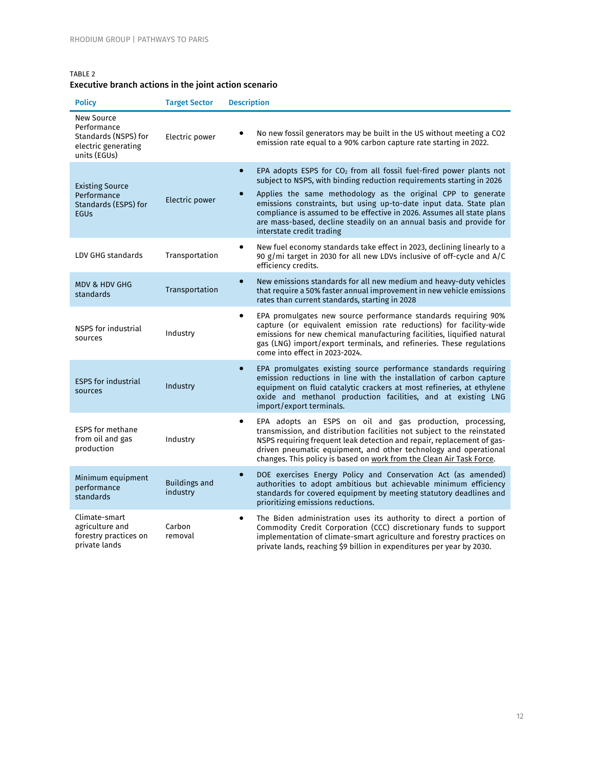TABLE 2

**Executive branch actions in the joint action scenario**

| Policy | Target Sector | Description |
|---|---|---|
| New Source Performance Standards (NSPS) for electric generating units (EGUs) | Electric power | • No new fossil generators may be built in the US without meeting a CO2 emission rate equal to a 90% carbon capture rate starting in 2022. |
| Existing Source Performance Standards (ESPS) for EGUs | Electric power | • EPA adopts ESPS for $CO_2$ from all fossil fuel-fired power plants not subject to NSPS, with binding reduction requirements starting in 2026<br>• Applies the same methodology as the original CPP to generate emissions constraints, but using up-to-date input data. State plan compliance is assumed to be effective in 2026. Assumes all state plans are mass-based, decline steadily on an annual basis and provide for interstate credit trading |
| LDV GHG standards | Transportation | • New fuel economy standards take effect in 2023, declining linearly to a 90 g/mi target in 2030 for all new LDVs inclusive of off-cycle and A/C efficiency credits. |
| MDV & HDV GHG standards | Transportation | • New emissions standards for all new medium and heavy-duty vehicles that require a 50% faster annual improvement in new vehicle emissions rates than current standards, starting in 2028 |
| NSPS for industrial sources | Industry | • EPA promulgates new source performance standards requiring 90% capture (or equivalent emission rate reductions) for facility-wide emissions for new chemical manufacturing facilities, liquified natural gas (LNG) import/export terminals, and refineries. These regulations come into effect in 2023-2024. |
| ESPS for industrial sources | Industry | • EPA promulgates existing source performance standards requiring emission reductions in line with the installation of carbon capture equipment on fluid catalytic crackers at most refineries, at ethylene oxide and methanol production facilities, and at existing LNG import/export terminals. |
| ESPS for methane from oil and gas production | Industry | • EPA adopts an ESPS on oil and gas production, processing, transmission, and distribution facilities not subject to the reinstated NSPS requiring frequent leak detection and repair, replacement of gas-driven pneumatic equipment, and other technology and operational changes. This policy is based on work from the Clean Air Task Force. |
| Minimum equipment performance standards | Buildings and industry | • DOE exercises Energy Policy and Conservation Act (as amended) authorities to adopt ambitious but achievable minimum efficiency standards for covered equipment by meeting statutory deadlines and prioritizing emissions reductions. |
| Climate-smart agriculture and forestry practices on private lands | Carbon removal | • The Biden administration uses its authority to direct a portion of Commodity Credit Corporation (CCC) discretionary funds to support implementation of climate-smart agriculture and forestry practices on private lands, reaching $9 billion in expenditures per year by 2030. |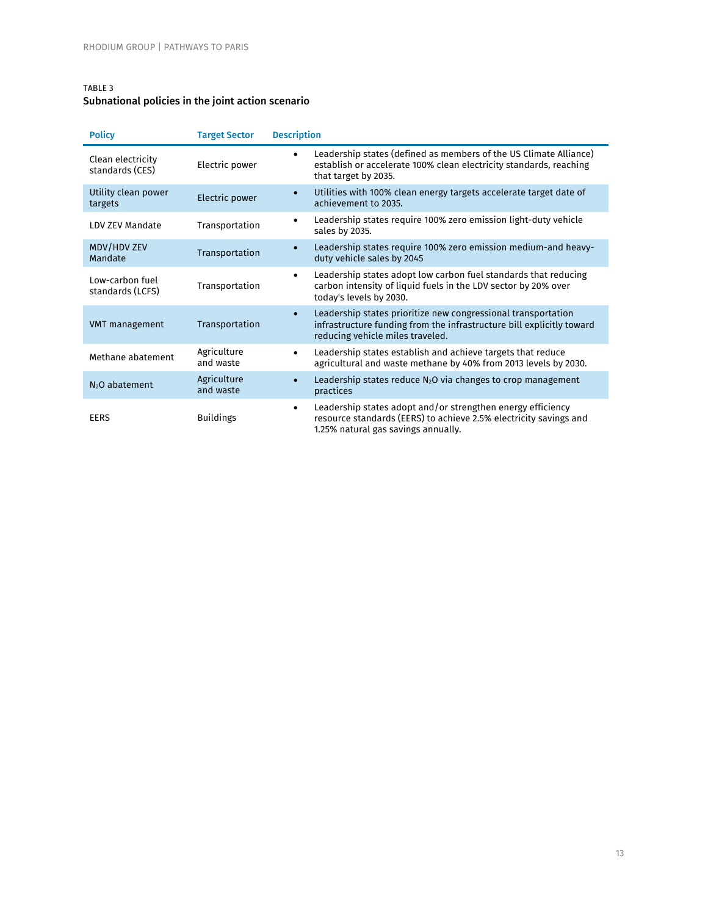TABLE 3

**Subnational policies in the joint action scenario**

| Policy | Target Sector | Description |
|---|---|---|
| Clean electricity standards (CES) | Electric power | • Leadership states (defined as members of the US Climate Alliance) establish or accelerate 100% clean electricity standards, reaching that target by 2035. |
| Utility clean power targets | Electric power | • Utilities with 100% clean energy targets accelerate target date of achievement to 2035. |
| LDV ZEV Mandate | Transportation | • Leadership states require 100% zero emission light-duty vehicle sales by 2035. |
| MDV/HDV ZEV Mandate | Transportation | • Leadership states require 100% zero emission medium-and heavy-duty vehicle sales by 2045 |
| Low-carbon fuel standards (LCFS) | Transportation | • Leadership states adopt low carbon fuel standards that reducing carbon intensity of liquid fuels in the LDV sector by 20% over today's levels by 2030. |
| VMT management | Transportation | • Leadership states prioritize new congressional transportation infrastructure funding from the infrastructure bill explicitly toward reducing vehicle miles traveled. |
| Methane abatement | Agriculture and waste | • Leadership states establish and achieve targets that reduce agricultural and waste methane by 40% from 2013 levels by 2030. |
| $N_2O$ abatement | Agriculture and waste | • Leadership states reduce $N_2O$ via changes to crop management practices |
| EERS | Buildings | • Leadership states adopt and/or strengthen energy efficiency resource standards (EERS) to achieve 2.5% electricity savings and 1.25% natural gas savings annually. |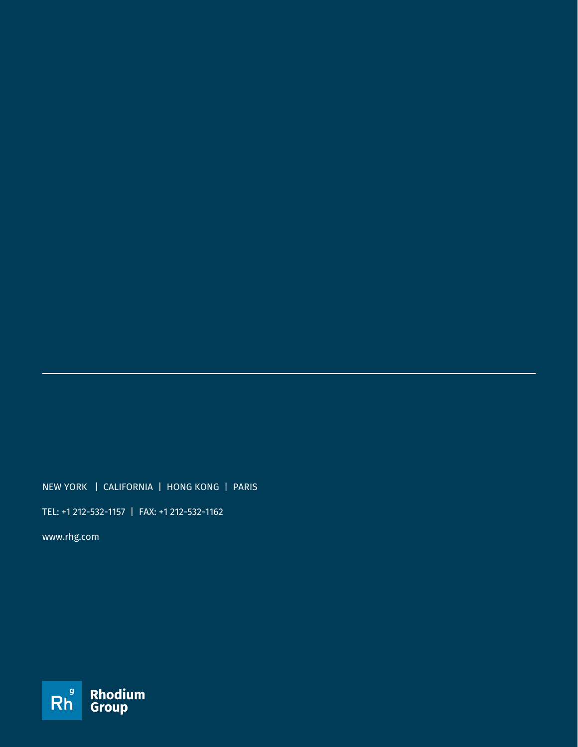NEW YORK | CALIFORNIA | HONG KONG | PARIS

TEL: +1 212-532-1157 | FAX: +1 212-532-1162

www.rhg.com

Rhodium Group